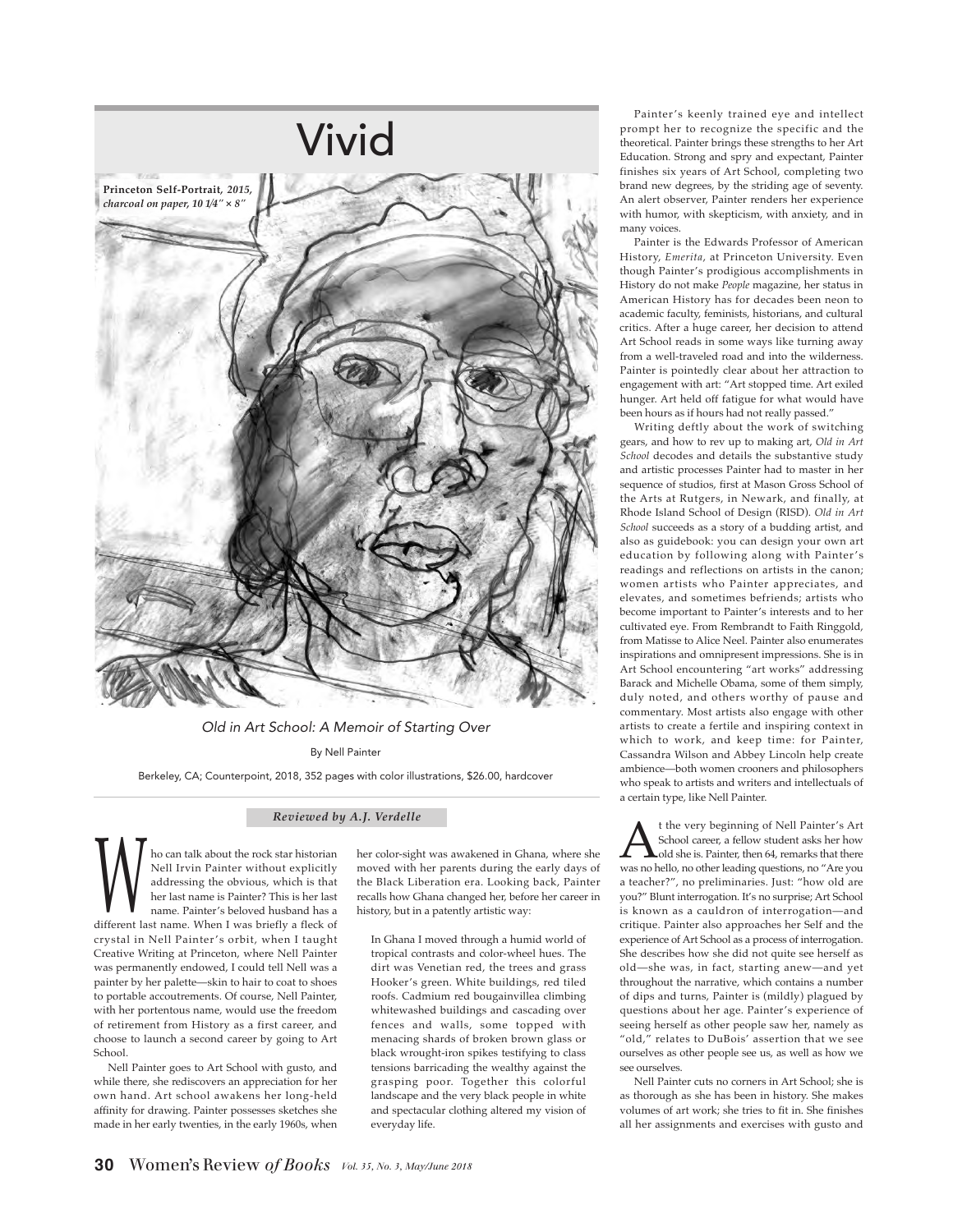# Vivid

Princeton Self-Portrait, *2015, charcoal on paper, 10 1/4″ × 8″*

*Old in Art School: A Memoir of Starting Over*

By Nell Painter

Berkeley, CA; Counterpoint, 2018, 352 pages with color illustrations, $26.00, hardcover

***Reviewed by A.J. Verdelle***

Who can talk about the rock star historian Nell Irvin Painter without explicitly addressing the obvious, which is that her last name is Painter? This is her last name. Painter's beloved husband has a different last name. When I was briefly a fleck of crystal in Nell Painter's orbit, when I taught Creative Writing at Princeton, where Nell Painter was permanently endowed, I could tell Nell was a painter by her palette—skin to hair to coat to shoes to portable accoutrements. Of course, Nell Painter, with her portentous name, would use the freedom of retirement from History as a first career, and choose to launch a second career by going to Art School.

Nell Painter goes to Art School with gusto, and while there, she rediscovers an appreciation for her own hand. Art school awakens her long-held affinity for drawing. Painter possesses sketches she made in her early twenties, in the early 1960s, when her color-sight was awakened in Ghana, where she moved with her parents during the early days of the Black Liberation era. Looking back, Painter recalls how Ghana changed her, before her career in history, but in a patently artistic way:

> In Ghana I moved through a humid world of tropical contrasts and color-wheel hues. The dirt was Venetian red, the trees and grass Hooker's green. White buildings, red tiled roofs. Cadmium red bougainvillea climbing whitewashed buildings and cascading over fences and walls, some topped with menacing shards of broken brown glass or black wrought-iron spikes testifying to class tensions barricading the wealthy against the grasping poor. Together this colorful landscape and the very black people in white and spectacular clothing altered my vision of everyday life.

Painter's keenly trained eye and intellect prompt her to recognize the specific and the theoretical. Painter brings these strengths to her Art Education. Strong and spry and expectant, Painter finishes six years of Art School, completing two brand new degrees, by the striding age of seventy. An alert observer, Painter renders her experience with humor, with skepticism, with anxiety, and in many voices.

Painter is the Edwards Professor of American History, *Emerita*, at Princeton University. Even though Painter's prodigious accomplishments in History do not make *People* magazine, her status in American History has for decades been neon to academic faculty, feminists, historians, and cultural critics. After a huge career, her decision to attend Art School reads in some ways like turning away from a well-traveled road and into the wilderness. Painter is pointedly clear about her attraction to engagement with art: "Art stopped time. Art exiled hunger. Art held off fatigue for what would have been hours as if hours had not really passed."

Writing deftly about the work of switching gears, and how to rev up to making art, *Old in Art School* decodes and details the substantive study and artistic processes Painter had to master in her sequence of studios, first at Mason Gross School of the Arts at Rutgers, in Newark, and finally, at Rhode Island School of Design (RISD). *Old in Art School* succeeds as a story of a budding artist, and also as guidebook: you can design your own art education by following along with Painter's readings and reflections on artists in the canon; women artists who Painter appreciates, and elevates, and sometimes befriends; artists who become important to Painter's interests and to her cultivated eye. From Rembrandt to Faith Ringgold, from Matisse to Alice Neel. Painter also enumerates inspirations and omnipresent impressions. She is in Art School encountering "art works" addressing Barack and Michelle Obama, some of them simply, duly noted, and others worthy of pause and commentary. Most artists also engage with other artists to create a fertile and inspiring context in which to work, and keep time: for Painter, Cassandra Wilson and Abbey Lincoln help create ambience—both women crooners and philosophers who speak to artists and writers and intellectuals of a certain type, like Nell Painter.

At the very beginning of Nell Painter's Art School career, a fellow student asks her how old she is. Painter, then 64, remarks that there was no hello, no other leading questions, no "Are you a teacher?", no preliminaries. Just: "how old are you?" Blunt interrogation. It's no surprise; Art School is known as a cauldron of interrogation—and critique. Painter also approaches her Self and the experience of Art School as a process of interrogation. She describes how she did not quite see herself as old—she was, in fact, starting anew—and yet throughout the narrative, which contains a number of dips and turns, Painter is (mildly) plagued by questions about her age. Painter's experience of seeing herself as other people saw her, namely as "old," relates to DuBois' assertion that we see ourselves as other people see us, as well as how we see ourselves.

Nell Painter cuts no corners in Art School; she is as thorough as she has been in history. She makes volumes of art work; she tries to fit in. She finishes all her assignments and exercises with gusto and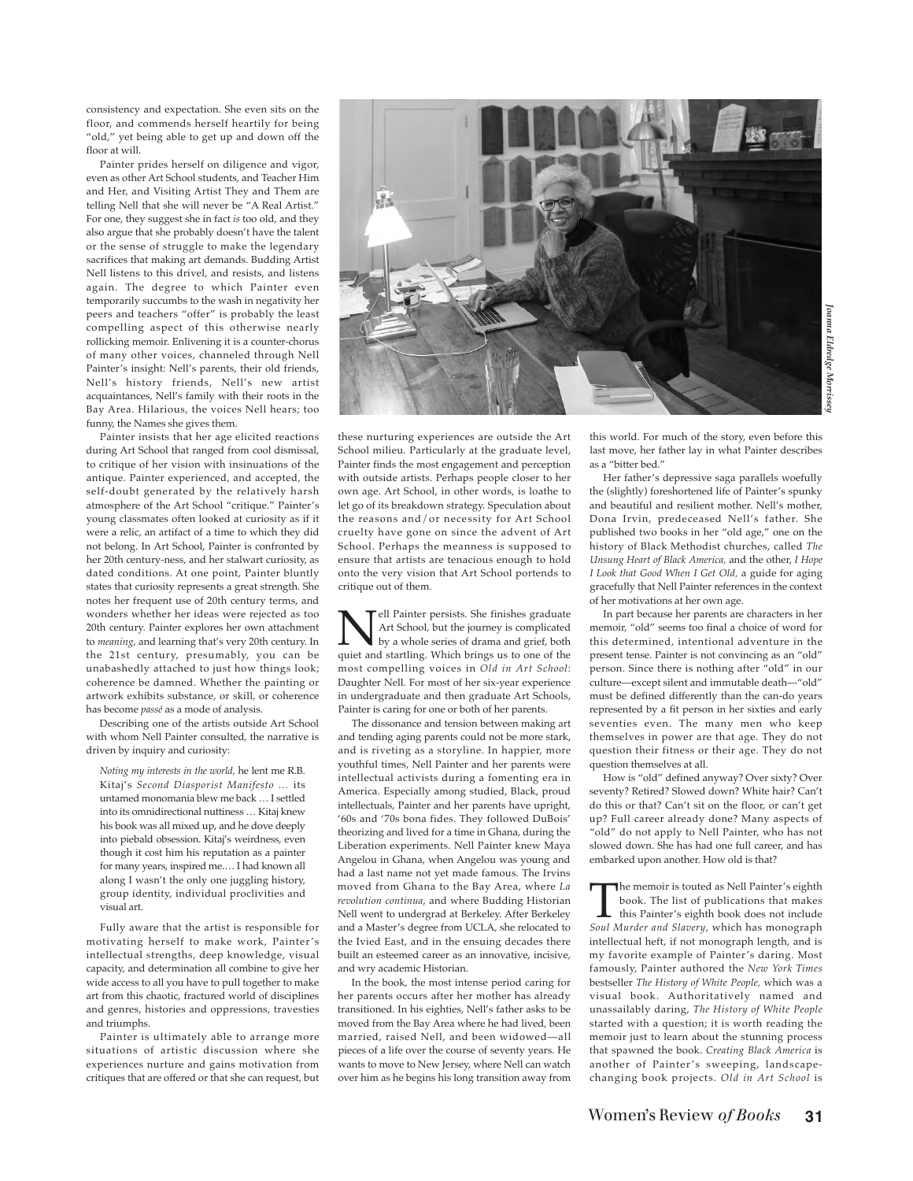consistency and expectation. She even sits on the floor, and commends herself heartily for being "old," yet being able to get up and down off the floor at will.

Painter prides herself on diligence and vigor, even as other Art School students, and Teacher Him and Her, and Visiting Artist They and Them are telling Nell that she will never be "A Real Artist." For one, they suggest she in fact *is* too old, and they also argue that she probably doesn't have the talent or the sense of struggle to make the legendary sacrifices that making art demands. Budding Artist Nell listens to this drivel, and resists, and listens again. The degree to which Painter even temporarily succumbs to the wash in negativity her peers and teachers "offer" is probably the least compelling aspect of this otherwise nearly rollicking memoir. Enlivening it is a counter-chorus of many other voices, channeled through Nell Painter's insight: Nell's parents, their old friends, Nell's history friends, Nell's new artist acquaintances, Nell's family with their roots in the Bay Area. Hilarious, the voices Nell hears; too funny, the Names she gives them.

Painter insists that her age elicited reactions during Art School that ranged from cool dismissal, to critique of her vision with insinuations of the antique. Painter experienced, and accepted, the self-doubt generated by the relatively harsh atmosphere of the Art School "critique." Painter's young classmates often looked at curiosity as if it were a relic, an artifact of a time to which they did not belong. In Art School, Painter is confronted by her 20th century-ness, and her stalwart curiosity, as dated conditions. At one point, Painter bluntly states that curiosity represents a great strength. She notes her frequent use of 20th century terms, and wonders whether her ideas were rejected as too 20th century. Painter explores her own attachment to *meaning*, and learning that's very 20th century. In the 21st century, presumably, you can be unabashedly attached to just how things look; coherence be damned. Whether the painting or artwork exhibits substance, or skill, or coherence has become *passé* as a mode of analysis.

Describing one of the artists outside Art School with whom Nell Painter consulted, the narrative is driven by inquiry and curiosity:

> *Noting my interests in the world,* he lent me R.B. Kitaj's *Second Diasporist Manifesto …* its untamed monomania blew me back … I settled into its omnidirectional nuttiness … Kitaj knew his book was all mixed up, and he dove deeply into piebald obsession. Kitaj's weirdness, even though it cost him his reputation as a painter for many years, inspired me.… I had known all along I wasn't the only one juggling history, group identity, individual proclivities and visual art.

Fully aware that the artist is responsible for motivating herself to make work, Painter's intellectual strengths, deep knowledge, visual capacity, and determination all combine to give her wide access to all you have to pull together to make art from this chaotic, fractured world of disciplines and genres, histories and oppressions, travesties and triumphs.

Painter is ultimately able to arrange more situations of artistic discussion where she experiences nurture and gains motivation from critiques that are offered or that she can request, but these nurturing experiences are outside the Art School milieu. Particularly at the graduate level, Painter finds the most engagement and perception with outside artists. Perhaps people closer to her own age. Art School, in other words, is loathe to let go of its breakdown strategy. Speculation about the reasons and/or necessity for Art School cruelty have gone on since the advent of Art School. Perhaps the meanness is supposed to ensure that artists are tenacious enough to hold onto the very vision that Art School portends to critique out of them.

Joanna Eldredge Morrissey

Nell Painter persists. She finishes graduate Art School, but the journey is complicated by a whole series of drama and grief, both quiet and startling. Which brings us to one of the most compelling voices in *Old in Art School*: Daughter Nell. For most of her six-year experience in undergraduate and then graduate Art Schools, Painter is caring for one or both of her parents.

The dissonance and tension between making art and tending aging parents could not be more stark, and is riveting as a storyline. In happier, more youthful times, Nell Painter and her parents were intellectual activists during a fomenting era in America. Especially among studied, Black, proud intellectuals, Painter and her parents have upright, '60s and '70s bona fides. They followed DuBois' theorizing and lived for a time in Ghana, during the Liberation experiments. Nell Painter knew Maya Angelou in Ghana, when Angelou was young and had a last name not yet made famous. The Irvins moved from Ghana to the Bay Area, where *La revolution continua*, and where Budding Historian Nell went to undergrad at Berkeley. After Berkeley and a Master's degree from UCLA, she relocated to the Ivied East, and in the ensuing decades there built an esteemed career as an innovative, incisive, and wry academic Historian.

In the book, the most intense period caring for her parents occurs after her mother has already transitioned. In his eighties, Nell's father asks to be moved from the Bay Area where he had lived, been married, raised Nell, and been widowed—all pieces of a life over the course of seventy years. He wants to move to New Jersey, where Nell can watch over him as he begins his long transition away from this world. For much of the story, even before this last move, her father lay in what Painter describes as a "bitter bed."

Her father's depressive saga parallels woefully the (slightly) foreshortened life of Painter's spunky and beautiful and resilient mother. Nell's mother, Dona Irvin, predeceased Nell's father. She published two books in her "old age," one on the history of Black Methodist churches, called *The Unsung Heart of Black America,* and the other, *I Hope I Look that Good When I Get Old,* a guide for aging gracefully that Nell Painter references in the context of her motivations at her own age.

In part because her parents are characters in her memoir, "old" seems too final a choice of word for this determined, intentional adventure in the present tense. Painter is not convincing as an "old" person. Since there is nothing after "old" in our culture—except silent and immutable death—"old" must be defined differently than the can-do years represented by a fit person in her sixties and early seventies even. The many men who keep themselves in power are that age. They do not question their fitness or their age. They do not question themselves at all.

How is "old" defined anyway? Over sixty? Over seventy? Retired? Slowed down? White hair? Can't do this or that? Can't sit on the floor, or can't get up? Full career already done? Many aspects of "old" do not apply to Nell Painter, who has not slowed down. She has had one full career, and has embarked upon another. How old is that?

The memoir is touted as Nell Painter's eighth book. The list of publications that makes this Painter's eighth book does not include *Soul Murder and Slavery*, which has monograph intellectual heft, if not monograph length, and is my favorite example of Painter's daring. Most famously, Painter authored the *New York Times* bestseller *The History of White People*, which was a visual book. Authoritatively named and unassailably daring, *The History of White People* started with a question; it is worth reading the memoir just to learn about the stunning process that spawned the book. *Creating Black America* is another of Painter's sweeping, landscape-changing book projects. *Old in Art School* is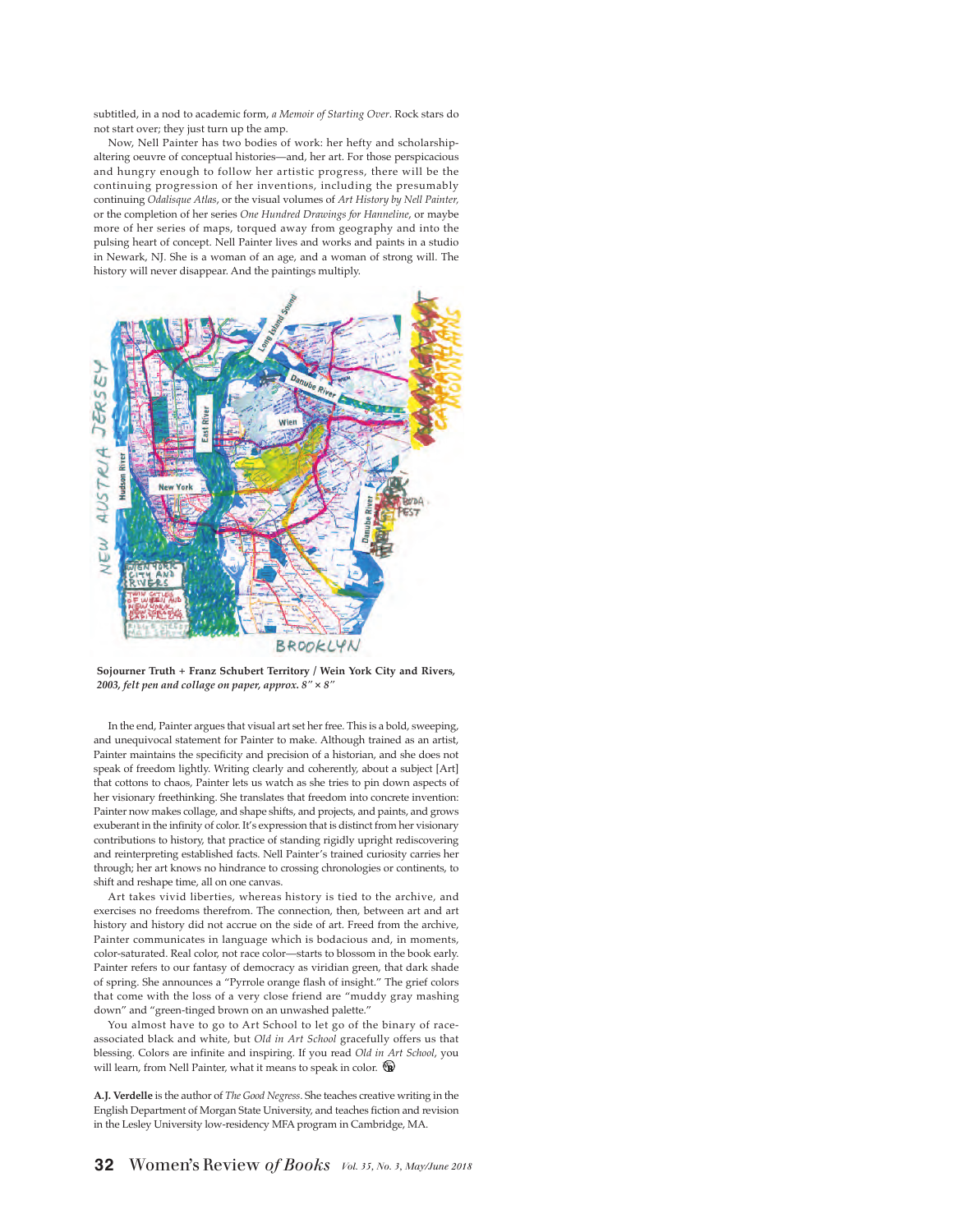subtitled, in a nod to academic form, *a Memoir of Starting Over*. Rock stars do not start over; they just turn up the amp.

Now, Nell Painter has two bodies of work: her hefty and scholarship-altering oeuvre of conceptual histories—and, her art. For those perspicacious and hungry enough to follow her artistic progress, there will be the continuing progression of her inventions, including the presumably continuing *Odalisque Atlas*, or the visual volumes of *Art History by Nell Painter*, or the completion of her series *One Hundred Drawings for Hanneline*, or maybe more of her series of maps, torqued away from geography and into the pulsing heart of concept. Nell Painter lives and works and paints in a studio in Newark, NJ. She is a woman of an age, and a woman of strong will. The history will never disappear. And the paintings multiply.

**Sojourner Truth + Franz Schubert Territory / Wein York City and Rivers,** ***2003, felt pen and collage on paper, approx. 8" × 8"***

In the end, Painter argues that visual art set her free. This is a bold, sweeping, and unequivocal statement for Painter to make. Although trained as an artist, Painter maintains the specificity and precision of a historian, and she does not speak of freedom lightly. Writing clearly and coherently, about a subject [Art] that cottons to chaos, Painter lets us watch as she tries to pin down aspects of her visionary freethinking. She translates that freedom into concrete invention: Painter now makes collage, and shape shifts, and projects, and paints, and grows exuberant in the infinity of color. It's expression that is distinct from her visionary contributions to history, that practice of standing rigidly upright rediscovering and reinterpreting established facts. Nell Painter's trained curiosity carries her through; her art knows no hindrance to crossing chronologies or continents, to shift and reshape time, all on one canvas.

Art takes vivid liberties, whereas history is tied to the archive, and exercises no freedoms therefrom. The connection, then, between art and art history and history did not accrue on the side of art. Freed from the archive, Painter communicates in language which is bodacious and, in moments, color-saturated. Real color, not race color—starts to blossom in the book early. Painter refers to our fantasy of democracy as viridian green, that dark shade of spring. She announces a "Pyrrole orange flash of insight." The grief colors that come with the loss of a very close friend are "muddy gray mashing down" and "green-tinged brown on an unwashed palette."

You almost have to go to Art School to let go of the binary of race-associated black and white, but *Old in Art School* gracefully offers us that blessing. Colors are infinite and inspiring. If you read *Old in Art School*, you will learn, from Nell Painter, what it means to speak in color.

**A.J. Verdelle** is the author of *The Good Negress*. She teaches creative writing in the English Department of Morgan State University, and teaches fiction and revision in the Lesley University low-residency MFA program in Cambridge, MA.